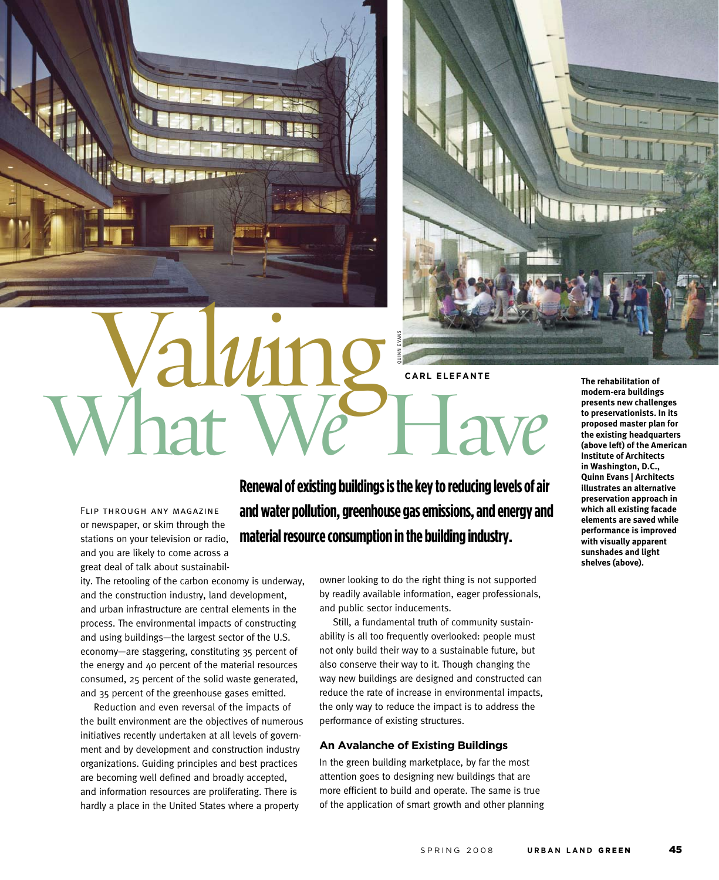# Valuing What We Have

**CARL ELEFANTE**

QUINN EVANS

The rehabilitation of modern-era buildings presents new challenges to preservationists. In its proposed master plan for the existing headquarters (above left) of the American Institute of Architects in Washington, D.C., Quinn Evans | Architects illustrates an alternative preservation approach in which all existing facade elements are saved while performance is improved with visually apparent sunshades and light shelves (above).

**Renewal of existing buildings is the key to reducing levels of air and water pollution, greenhouse gas emissions, and energy and material resource consumption in the building industry.**

Flip through any magazine or newspaper, or skim through the stations on your television or radio, and you are likely to come across a great deal of talk about sustainability. The retooling of the carbon economy is underway, and the construction industry, land development, and urban infrastructure are central elements in the process. The environmental impacts of constructing and using buildings—the largest sector of the U.S. economy—are staggering, constituting 35 percent of the energy and 40 percent of the material resources consumed, 25 percent of the solid waste generated, and 35 percent of the greenhouse gases emitted.

Reduction and even reversal of the impacts of the built environment are the objectives of numerous initiatives recently undertaken at all levels of government and by development and construction industry organizations. Guiding principles and best practices are becoming well defined and broadly accepted, and information resources are proliferating. There is hardly a place in the United States where a property owner looking to do the right thing is not supported by readily available information, eager professionals, and public sector inducements.

Still, a fundamental truth of community sustainability is all too frequently overlooked: people must not only build their way to a sustainable future, but also conserve their way to it. Though changing the way new buildings are designed and constructed can reduce the rate of increase in environmental impacts, the only way to reduce the impact is to address the performance of existing structures.

## An Avalanche of Existing Buildings

In the green building marketplace, by far the most attention goes to designing new buildings that are more efficient to build and operate. The same is true of the application of smart growth and other planning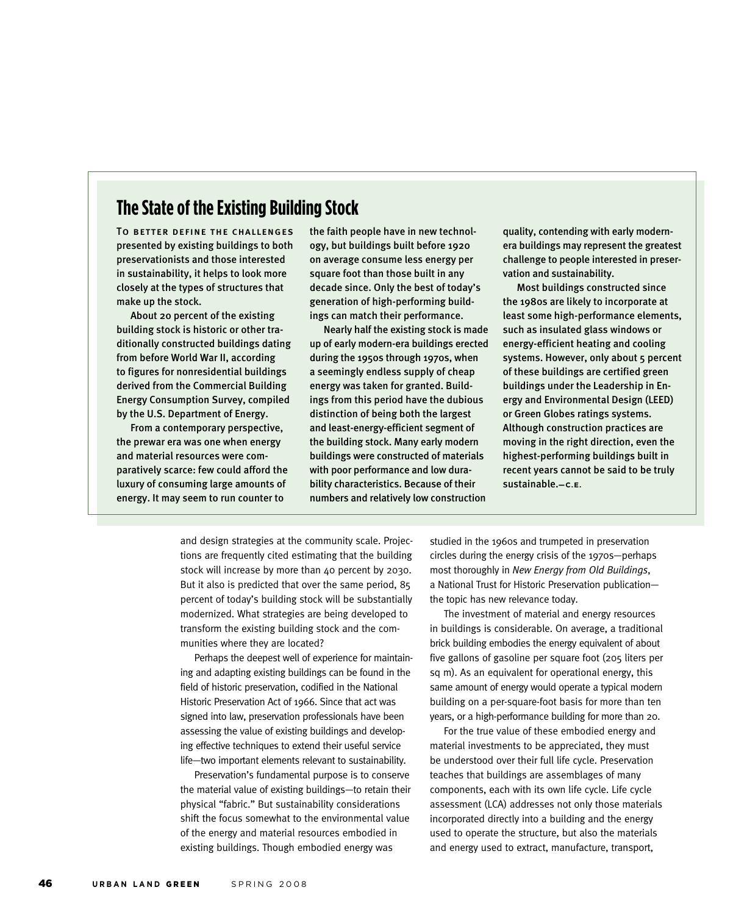## The State of the Existing Building Stock

To better define the challenges presented by existing buildings to both preservationists and those interested in sustainability, it helps to look more closely at the types of structures that make up the stock.

About 20 percent of the existing building stock is historic or other traditionally constructed buildings dating from before World War II, according to figures for nonresidential buildings derived from the Commercial Building Energy Consumption Survey, compiled by the U.S. Department of Energy.

From a contemporary perspective, the prewar era was one when energy and material resources were comparatively scarce: few could afford the luxury of consuming large amounts of energy. It may seem to run counter to the faith people have in new technology, but buildings built before 1920 on average consume less energy per square foot than those built in any decade since. Only the best of today's generation of high-performing buildings can match their performance.

Nearly half the existing stock is made up of early modern-era buildings erected during the 1950s through 1970s, when a seemingly endless supply of cheap energy was taken for granted. Buildings from this period have the dubious distinction of being both the largest and least-energy-efficient segment of the building stock. Many early modern buildings were constructed of materials with poor performance and low durability characteristics. Because of their numbers and relatively low construction quality, contending with early modern-era buildings may represent the greatest challenge to people interested in preservation and sustainability.

Most buildings constructed since the 1980s are likely to incorporate at least some high-performance elements, such as insulated glass windows or energy-efficient heating and cooling systems. However, only about 5 percent of these buildings are certified green buildings under the Leadership in Energy and Environmental Design (LEED) or Green Globes ratings systems. Although construction practices are moving in the right direction, even the highest-performing buildings built in recent years cannot be said to be truly sustainable.—C.E.

---

and design strategies at the community scale. Projections are frequently cited estimating that the building stock will increase by more than 40 percent by 2030. But it also is predicted that over the same period, 85 percent of today's building stock will be substantially modernized. What strategies are being developed to transform the existing building stock and the communities where they are located?

Perhaps the deepest well of experience for maintaining and adapting existing buildings can be found in the field of historic preservation, codified in the National Historic Preservation Act of 1966. Since that act was signed into law, preservation professionals have been assessing the value of existing buildings and developing effective techniques to extend their useful service life—two important elements relevant to sustainability.

Preservation's fundamental purpose is to conserve the material value of existing buildings—to retain their physical "fabric." But sustainability considerations shift the focus somewhat to the environmental value of the energy and material resources embodied in existing buildings. Though embodied energy was studied in the 1960s and trumpeted in preservation circles during the energy crisis of the 1970s—perhaps most thoroughly in *New Energy from Old Buildings*, a National Trust for Historic Preservation publication—the topic has new relevance today.

The investment of material and energy resources in buildings is considerable. On average, a traditional brick building embodies the energy equivalent of about five gallons of gasoline per square foot (205 liters per sq m). As an equivalent for operational energy, this same amount of energy would operate a typical modern building on a per-square-foot basis for more than ten years, or a high-performance building for more than 20.

For the true value of these embodied energy and material investments to be appreciated, they must be understood over their full life cycle. Preservation teaches that buildings are assemblages of many components, each with its own life cycle. Life cycle assessment (LCA) addresses not only those materials incorporated directly into a building and the energy used to operate the structure, but also the materials and energy used to extract, manufacture, transport,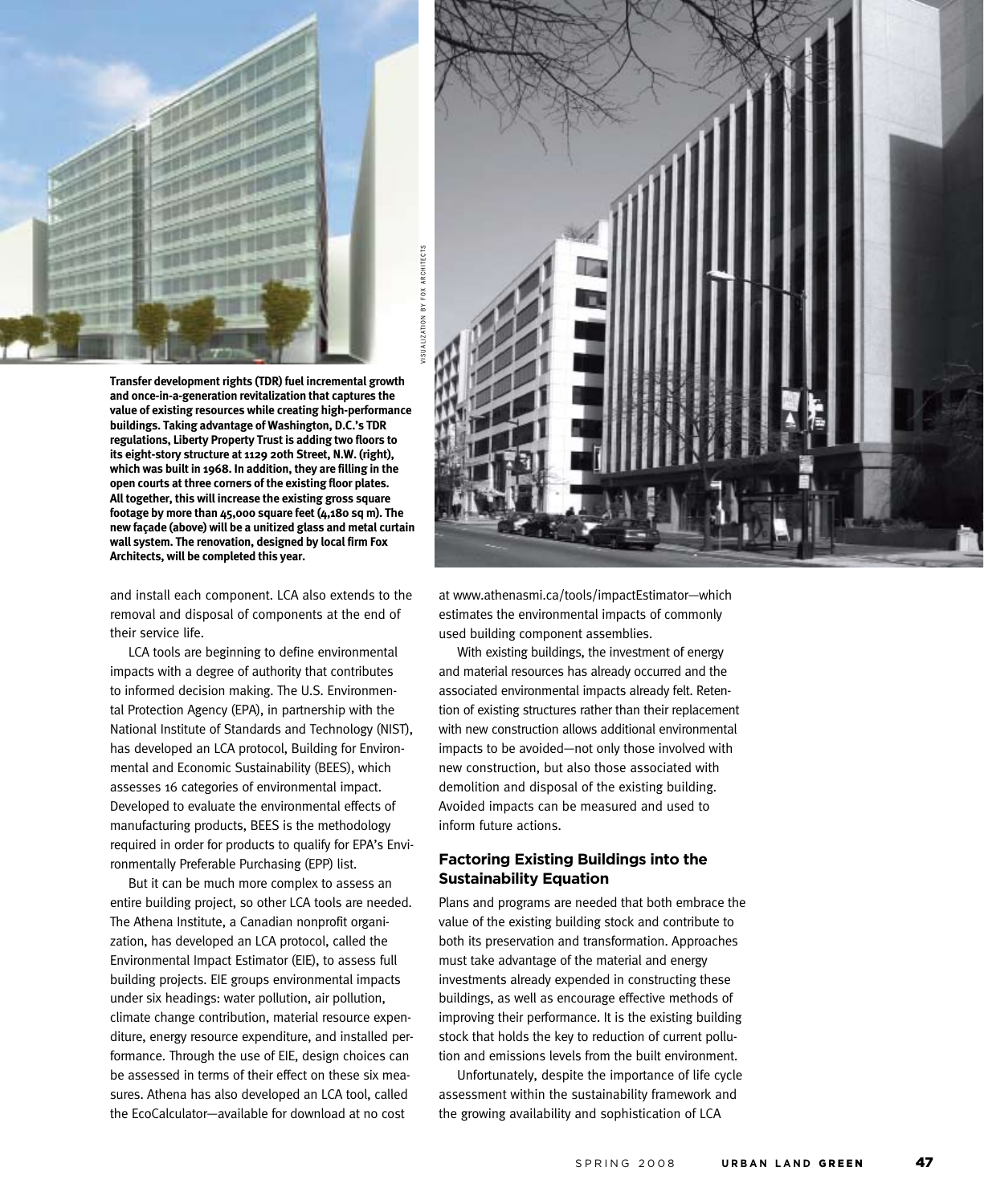Transfer development rights (TDR) fuel incremental growth and once-in-a-generation revitalization that captures the value of existing resources while creating high-performance buildings. Taking advantage of Washington, D.C.'s TDR regulations, Liberty Property Trust is adding two floors to its eight-story structure at 1129 20th Street, N.W. (right), which was built in 1968. In addition, they are filling in the open courts at three corners of the existing floor plates. All together, this will increase the existing gross square footage by more than 45,000 square feet (4,180 sq m). The new façade (above) will be a unitized glass and metal curtain wall system. The renovation, designed by local firm Fox Architects, will be completed this year.

VISUALIZATION BY FOX ARCHITECTS

and install each component. LCA also extends to the removal and disposal of components at the end of their service life.

LCA tools are beginning to define environmental impacts with a degree of authority that contributes to informed decision making. The U.S. Environmental Protection Agency (EPA), in partnership with the National Institute of Standards and Technology (NIST), has developed an LCA protocol, Building for Environmental and Economic Sustainability (BEES), which assesses 16 categories of environmental impact. Developed to evaluate the environmental effects of manufacturing products, BEES is the methodology required in order for products to qualify for EPA's Environmentally Preferable Purchasing (EPP) list.

But it can be much more complex to assess an entire building project, so other LCA tools are needed. The Athena Institute, a Canadian nonprofit organization, has developed an LCA protocol, called the Environmental Impact Estimator (EIE), to assess full building projects. EIE groups environmental impacts under six headings: water pollution, air pollution, climate change contribution, material resource expenditure, energy resource expenditure, and installed performance. Through the use of EIE, design choices can be assessed in terms of their effect on these six measures. Athena has also developed an LCA tool, called the EcoCalculator—available for download at no cost at www.athenasmi.ca/tools/impactEstimator—which estimates the environmental impacts of commonly used building component assemblies.

With existing buildings, the investment of energy and material resources has already occurred and the associated environmental impacts already felt. Retention of existing structures rather than their replacement with new construction allows additional environmental impacts to be avoided—not only those involved with new construction, but also those associated with demolition and disposal of the existing building. Avoided impacts can be measured and used to inform future actions.

## Factoring Existing Buildings into the Sustainability Equation

Plans and programs are needed that both embrace the value of the existing building stock and contribute to both its preservation and transformation. Approaches must take advantage of the material and energy investments already expended in constructing these buildings, as well as encourage effective methods of improving their performance. It is the existing building stock that holds the key to reduction of current pollution and emissions levels from the built environment.

Unfortunately, despite the importance of life cycle assessment within the sustainability framework and the growing availability and sophistication of LCA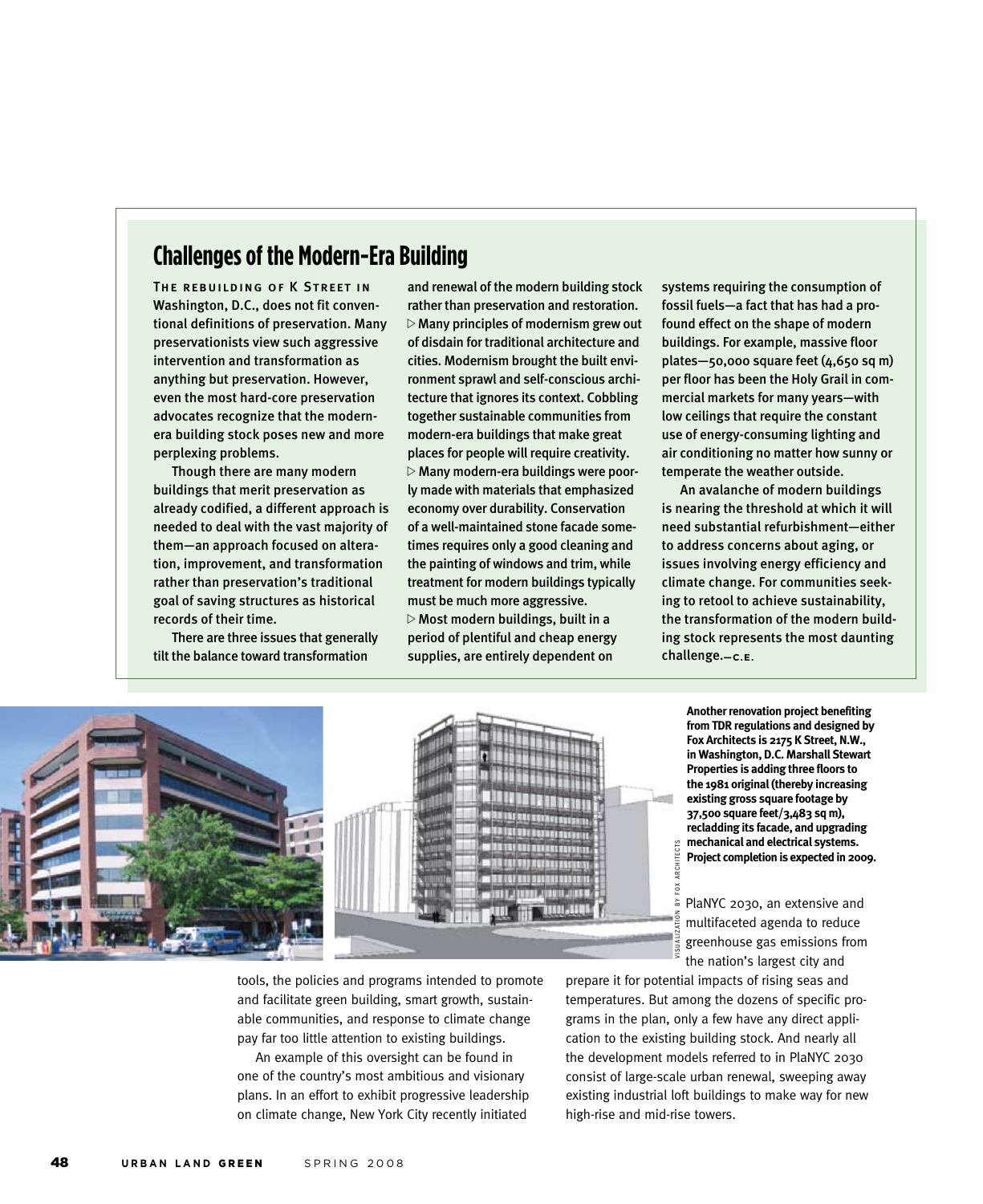## Challenges of the Modern-Era Building

THE REBUILDING OF K STREET IN Washington, D.C., does not fit conventional definitions of preservation. Many preservationists view such aggressive intervention and transformation as anything but preservation. However, even the most hard-core preservation advocates recognize that the modern-era building stock poses new and more perplexing problems.

Though there are many modern buildings that merit preservation as already codified, a different approach is needed to deal with the vast majority of them—an approach focused on alteration, improvement, and transformation rather than preservation's traditional goal of saving structures as historical records of their time.

There are three issues that generally tilt the balance toward transformation and renewal of the modern building stock rather than preservation and restoration.

▷ Many principles of modernism grew out of disdain for traditional architecture and cities. Modernism brought the built environment sprawl and self-conscious architecture that ignores its context. Cobbling together sustainable communities from modern-era buildings that make great places for people will require creativity.

▷ Many modern-era buildings were poorly made with materials that emphasized economy over durability. Conservation of a well-maintained stone facade sometimes requires only a good cleaning and the painting of windows and trim, while treatment for modern buildings typically must be much more aggressive.

▷ Most modern buildings, built in a period of plentiful and cheap energy supplies, are entirely dependent on systems requiring the consumption of fossil fuels—a fact that has had a profound effect on the shape of modern buildings. For example, massive floor plates—50,000 square feet (4,650 sq m) per floor has been the Holy Grail in commercial markets for many years—with low ceilings that require the constant use of energy-consuming lighting and air conditioning no matter how sunny or temperate the weather outside.

An avalanche of modern buildings is nearing the threshold at which it will need substantial refurbishment—either to address concerns about aging, or issues involving energy efficiency and climate change. For communities seeking to retool to achieve sustainability, the transformation of the modern building stock represents the most daunting challenge.—C.E.

**Another renovation project benefiting from TDR regulations and designed by Fox Architects is 2175 K Street, N.W., in Washington, D.C. Marshall Stewart Properties is adding three floors to the 1981 original (thereby increasing existing gross square footage by 37,500 square feet/3,483 sq m), recladding its facade, and upgrading mechanical and electrical systems. Project completion is expected in 2009.**

VISUALIZATION BY FOX ARCHITECTS

tools, the policies and programs intended to promote and facilitate green building, smart growth, sustainable communities, and response to climate change pay far too little attention to existing buildings.

An example of this oversight can be found in one of the country's most ambitious and visionary plans. In an effort to exhibit progressive leadership on climate change, New York City recently initiated PlaNYC 2030, an extensive and multifaceted agenda to reduce greenhouse gas emissions from the nation's largest city and prepare it for potential impacts of rising seas and temperatures. But among the dozens of specific programs in the plan, only a few have any direct application to the existing building stock. And nearly all the development models referred to in PlaNYC 2030 consist of large-scale urban renewal, sweeping away existing industrial loft buildings to make way for new high-rise and mid-rise towers.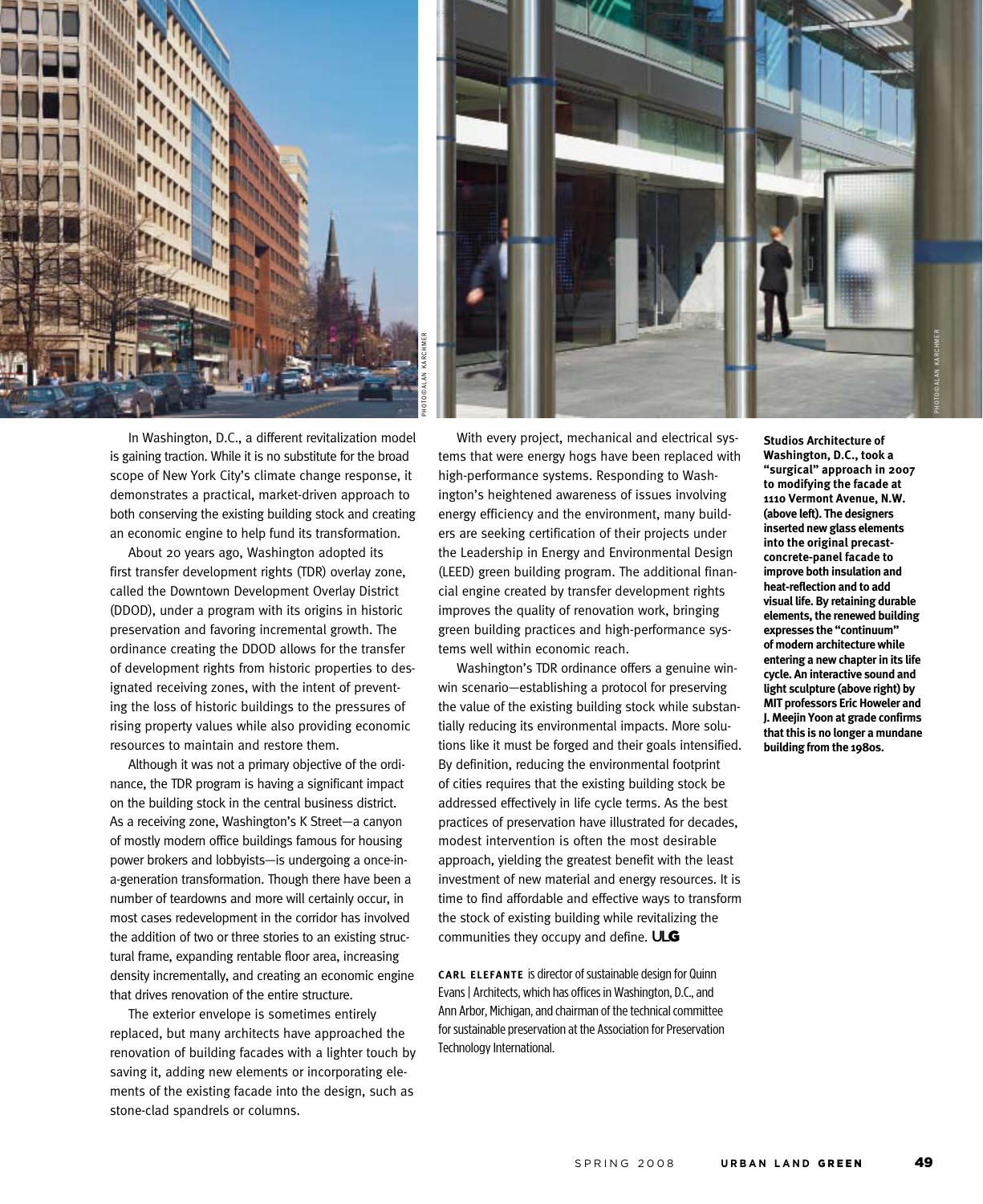In Washington, D.C., a different revitalization model is gaining traction. While it is no substitute for the broad scope of New York City's climate change response, it demonstrates a practical, market-driven approach to both conserving the existing building stock and creating an economic engine to help fund its transformation.

About 20 years ago, Washington adopted its first transfer development rights (TDR) overlay zone, called the Downtown Development Overlay District (DDOD), under a program with its origins in historic preservation and favoring incremental growth. The ordinance creating the DDOD allows for the transfer of development rights from historic properties to designated receiving zones, with the intent of preventing the loss of historic buildings to the pressures of rising property values while also providing economic resources to maintain and restore them.

Although it was not a primary objective of the ordinance, the TDR program is having a significant impact on the building stock in the central business district. As a receiving zone, Washington's K Street—a canyon of mostly modern office buildings famous for housing power brokers and lobbyists—is undergoing a once-in-a-generation transformation. Though there have been a number of teardowns and more will certainly occur, in most cases redevelopment in the corridor has involved the addition of two or three stories to an existing structural frame, expanding rentable floor area, increasing density incrementally, and creating an economic engine that drives renovation of the entire structure.

The exterior envelope is sometimes entirely replaced, but many architects have approached the renovation of building facades with a lighter touch by saving it, adding new elements or incorporating elements of the existing facade into the design, such as stone-clad spandrels or columns.

With every project, mechanical and electrical systems that were energy hogs have been replaced with high-performance systems. Responding to Washington's heightened awareness of issues involving energy efficiency and the environment, many builders are seeking certification of their projects under the Leadership in Energy and Environmental Design (LEED) green building program. The additional financial engine created by transfer development rights improves the quality of renovation work, bringing green building practices and high-performance systems well within economic reach.

Washington's TDR ordinance offers a genuine win-win scenario—establishing a protocol for preserving the value of the existing building stock while substantially reducing its environmental impacts. More solutions like it must be forged and their goals intensified. By definition, reducing the environmental footprint of cities requires that the existing building stock be addressed effectively in life cycle terms. As the best practices of preservation have illustrated for decades, modest intervention is often the most desirable approach, yielding the greatest benefit with the least investment of new material and energy resources. It is time to find affordable and effective ways to transform the stock of existing building while revitalizing the communities they occupy and define. ULG

**CARL ELEFANTE** is director of sustainable design for Quinn Evans | Architects, which has offices in Washington, D.C., and Ann Arbor, Michigan, and chairman of the technical committee for sustainable preservation at the Association for Preservation Technology International.

**Studios Architecture of Washington, D.C., took a "surgical" approach in 2007 to modifying the facade at 1110 Vermont Avenue, N.W. (above left). The designers inserted new glass elements into the original precast-concrete-panel facade to improve both insulation and heat-reflection and to add visual life. By retaining durable elements, the renewed building expresses the "continuum" of modern architecture while entering a new chapter in its life cycle. An interactive sound and light sculpture (above right) by MIT professors Eric Howeler and J. Meejin Yoon at grade confirms that this is no longer a mundane building from the 1980s.**

PHOTO©ALAN KARCHMER

PHOTO©ALAN KARCHMER